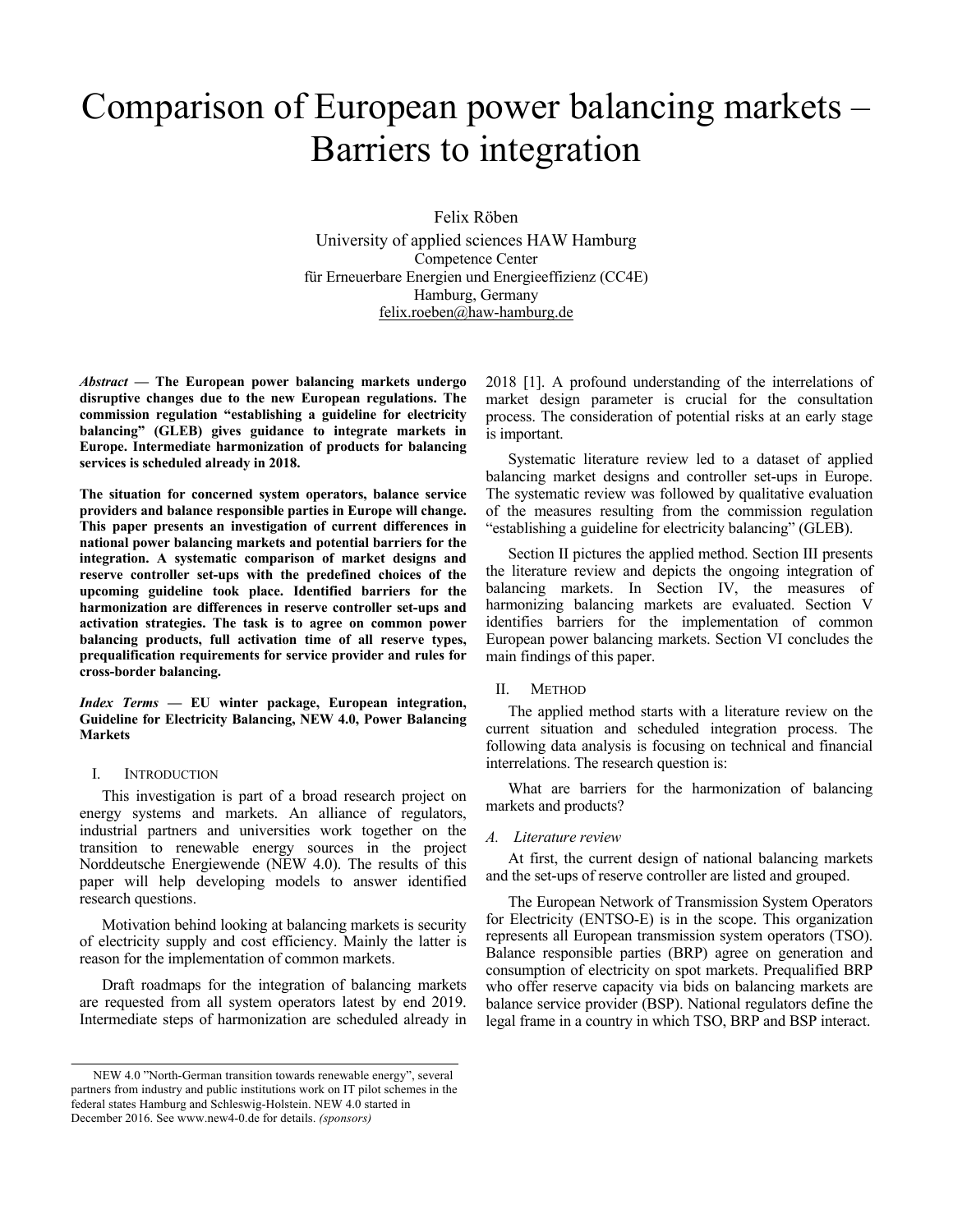# Comparison of European power balancing markets – Barriers to integration

Felix Röben
University of applied sciences HAW Hamburg
Competence Center
für Erneuerbare Energien und Energieeffizienz (CC4E)
Hamburg, Germany
felix.roeben@haw-hamburg.de

***Abstract* — The European power balancing markets undergo disruptive changes due to the new European regulations. The commission regulation "establishing a guideline for electricity balancing" (GLEB) gives guidance to integrate markets in Europe. Intermediate harmonization of products for balancing services is scheduled already in 2018.**

**The situation for concerned system operators, balance service providers and balance responsible parties in Europe will change. This paper presents an investigation of current differences in national power balancing markets and potential barriers for the integration. A systematic comparison of market designs and reserve controller set-ups with the predefined choices of the upcoming guideline took place. Identified barriers for the harmonization are differences in reserve controller set-ups and activation strategies. The task is to agree on common power balancing products, full activation time of all reserve types, prequalification requirements for service provider and rules for cross-border balancing.**

***Index Terms* — EU winter package, European integration, Guideline for Electricity Balancing, NEW 4.0, Power Balancing Markets**

## I. Introduction

This investigation is part of a broad research project on energy systems and markets. An alliance of regulators, industrial partners and universities work together on the transition to renewable energy sources in the project Norddeutsche Energiewende (NEW 4.0). The results of this paper will help developing models to answer identified research questions.

Motivation behind looking at balancing markets is security of electricity supply and cost efficiency. Mainly the latter is reason for the implementation of common markets.

Draft roadmaps for the integration of balancing markets are requested from all system operators latest by end 2019. Intermediate steps of harmonization are scheduled already in 2018 [1]. A profound understanding of the interrelations of market design parameter is crucial for the consultation process. The consideration of potential risks at an early stage is important.

Systematic literature review led to a dataset of applied balancing market designs and controller set-ups in Europe. The systematic review was followed by qualitative evaluation of the measures resulting from the commission regulation "establishing a guideline for electricity balancing" (GLEB).

Section II pictures the applied method. Section III presents the literature review and depicts the ongoing integration of balancing markets. In Section IV, the measures of harmonizing balancing markets are evaluated. Section V identifies barriers for the implementation of common European power balancing markets. Section VI concludes the main findings of this paper.

## II. Method

The applied method starts with a literature review on the current situation and scheduled integration process. The following data analysis is focusing on technical and financial interrelations. The research question is:

What are barriers for the harmonization of balancing markets and products?

### *A. Literature review*

At first, the current design of national balancing markets and the set-ups of reserve controller are listed and grouped.

The European Network of Transmission System Operators for Electricity (ENTSO-E) is in the scope. This organization represents all European transmission system operators (TSO). Balance responsible parties (BRP) agree on generation and consumption of electricity on spot markets. Prequalified BRP who offer reserve capacity via bids on balancing markets are balance service provider (BSP). National regulators define the legal frame in a country in which TSO, BRP and BSP interact.

NEW 4.0 "North-German transition towards renewable energy", several partners from industry and public institutions work on IT pilot schemes in the federal states Hamburg and Schleswig-Holstein. NEW 4.0 started in December 2016. See www.new4-0.de for details. *(sponsors)*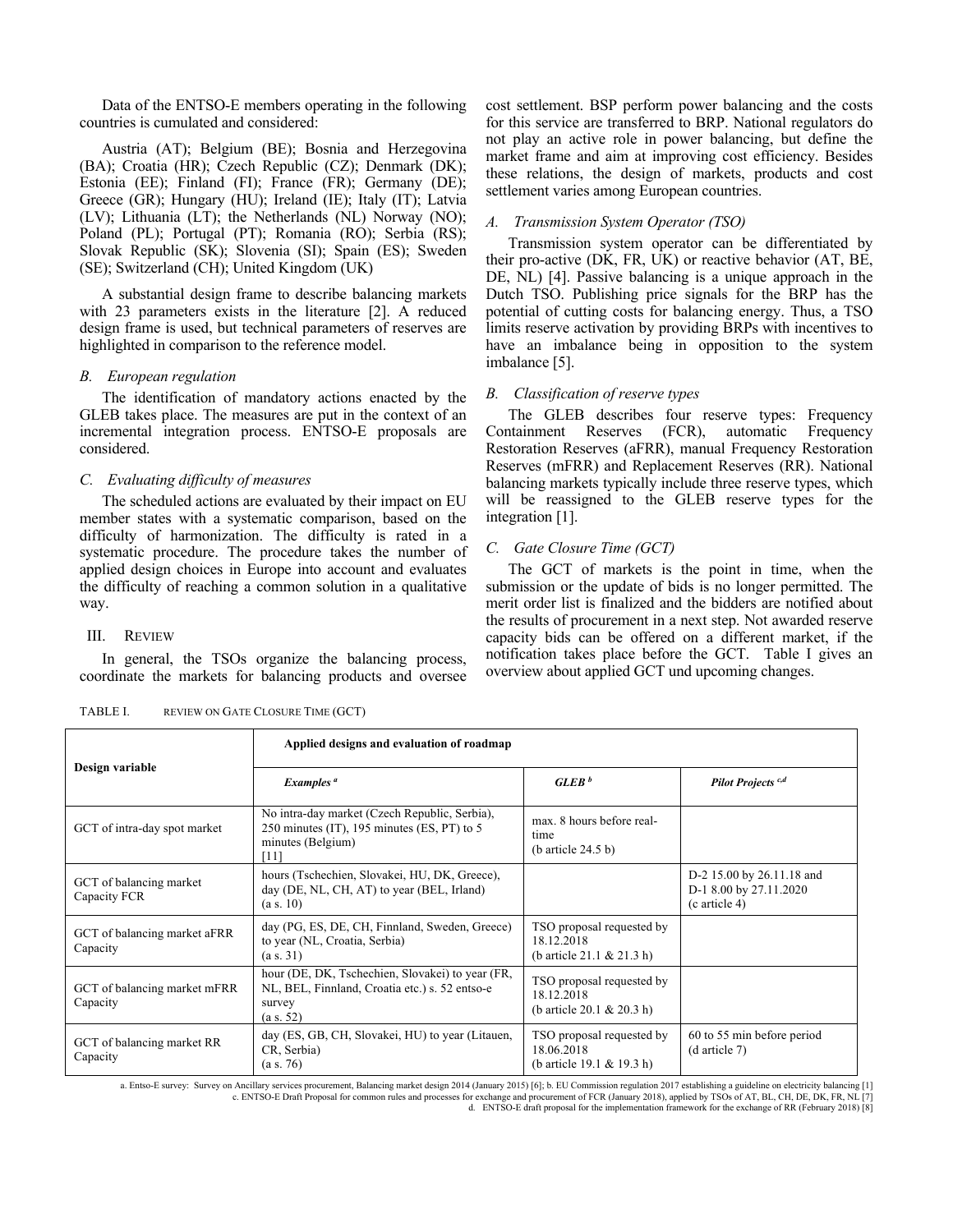Data of the ENTSO-E members operating in the following countries is cumulated and considered:

Austria (AT); Belgium (BE); Bosnia and Herzegovina (BA); Croatia (HR); Czech Republic (CZ); Denmark (DK); Estonia (EE); Finland (FI); France (FR); Germany (DE); Greece (GR); Hungary (HU); Ireland (IE); Italy (IT); Latvia (LV); Lithuania (LT); the Netherlands (NL) Norway (NO); Poland (PL); Portugal (PT); Romania (RO); Serbia (RS); Slovak Republic (SK); Slovenia (SI); Spain (ES); Sweden (SE); Switzerland (CH); United Kingdom (UK)

A substantial design frame to describe balancing markets with 23 parameters exists in the literature [2]. A reduced design frame is used, but technical parameters of reserves are highlighted in comparison to the reference model.

### *B. European regulation*

The identification of mandatory actions enacted by the GLEB takes place. The measures are put in the context of an incremental integration process. ENTSO-E proposals are considered.

### *C. Evaluating difficulty of measures*

The scheduled actions are evaluated by their impact on EU member states with a systematic comparison, based on the difficulty of harmonization. The difficulty is rated in a systematic procedure. The procedure takes the number of applied design choices in Europe into account and evaluates the difficulty of reaching a common solution in a qualitative way.

## III. Review

In general, the TSOs organize the balancing process, coordinate the markets for balancing products and oversee cost settlement. BSP perform power balancing and the costs for this service are transferred to BRP. National regulators do not play an active role in power balancing, but define the market frame and aim at improving cost efficiency. Besides these relations, the design of markets, products and cost settlement varies among European countries.

### *A. Transmission System Operator (TSO)*

Transmission system operator can be differentiated by their pro-active (DK, FR, UK) or reactive behavior (AT, BE, DE, NL) [4]. Passive balancing is a unique approach in the Dutch TSO. Publishing price signals for the BRP has the potential of cutting costs for balancing energy. Thus, a TSO limits reserve activation by providing BRPs with incentives to have an imbalance being in opposition to the system imbalance [5].

### *B. Classification of reserve types*

The GLEB describes four reserve types: Frequency Containment Reserves (FCR), automatic Frequency Restoration Reserves (aFRR), manual Frequency Restoration Reserves (mFRR) and Replacement Reserves (RR). National balancing markets typically include three reserve types, which will be reassigned to the GLEB reserve types for the integration [1].

### *C. Gate Closure Time (GCT)*

The GCT of markets is the point in time, when the submission or the update of bids is no longer permitted. The merit order list is finalized and the bidders are notified about the results of procurement in a next step. Not awarded reserve capacity bids can be offered on a different market, if the notification takes place before the GCT. Table I gives an overview about applied GCT und upcoming changes.

TABLE I. Review on Gate Closure Time (GCT)

| Design variable | Applied designs and evaluation of roadmap | | |
|---|---|---|---|
| | ***Examples*** [a] | ***GLEB*** [b] | ***Pilot Projects*** [c,d] |
| GCT of intra-day spot market | No intra-day market (Czech Republic, Serbia), 250 minutes (IT), 195 minutes (ES, PT) to 5 minutes (Belgium) [11] | max. 8 hours before real-time (b article 24.5 b) | |
| GCT of balancing market Capacity FCR | hours (Tschechien, Slovakei, HU, DK, Greece), day (DE, NL, CH, AT) to year (BEL, Irland) (a s. 10) | | D-2 15.00 by 26.11.18 and D-1 8.00 by 27.11.2020 (c article 4) |
| GCT of balancing market aFRR Capacity | day (PG, ES, DE, CH, Finnland, Sweden, Greece) to year (NL, Croatia, Serbia) (a s. 31) | TSO proposal requested by 18.12.2018 (b article 21.1 & 21.3 h) | |
| GCT of balancing market mFRR Capacity | hour (DE, DK, Tschechien, Slovakei) to year (FR, NL, BEL, Finnland, Croatia etc.) s. 52 entso-e survey (a s. 52) | TSO proposal requested by 18.12.2018 (b article 20.1 & 20.3 h) | |
| GCT of balancing market RR Capacity | day (ES, GB, CH, Slovakei, HU) to year (Litauen, CR, Serbia) (a s. 76) | TSO proposal requested by 18.06.2018 (b article 19.1 & 19.3 h) | 60 to 55 min before period (d article 7) |

a. Entso-E survey: Survey on Ancillary services procurement, Balancing market design 2014 (January 2015) [6]; b. EU Commission regulation 2017 establishing a guideline on electricity balancing [1]
c. ENTSO-E Draft Proposal for common rules and processes for exchange and procurement of FCR (January 2018), applied by TSOs of AT, BL, CH, DE, DK, FR, NL [7]
d. ENTSO-E draft proposal for the implementation framework for the exchange of RR (February 2018) [8]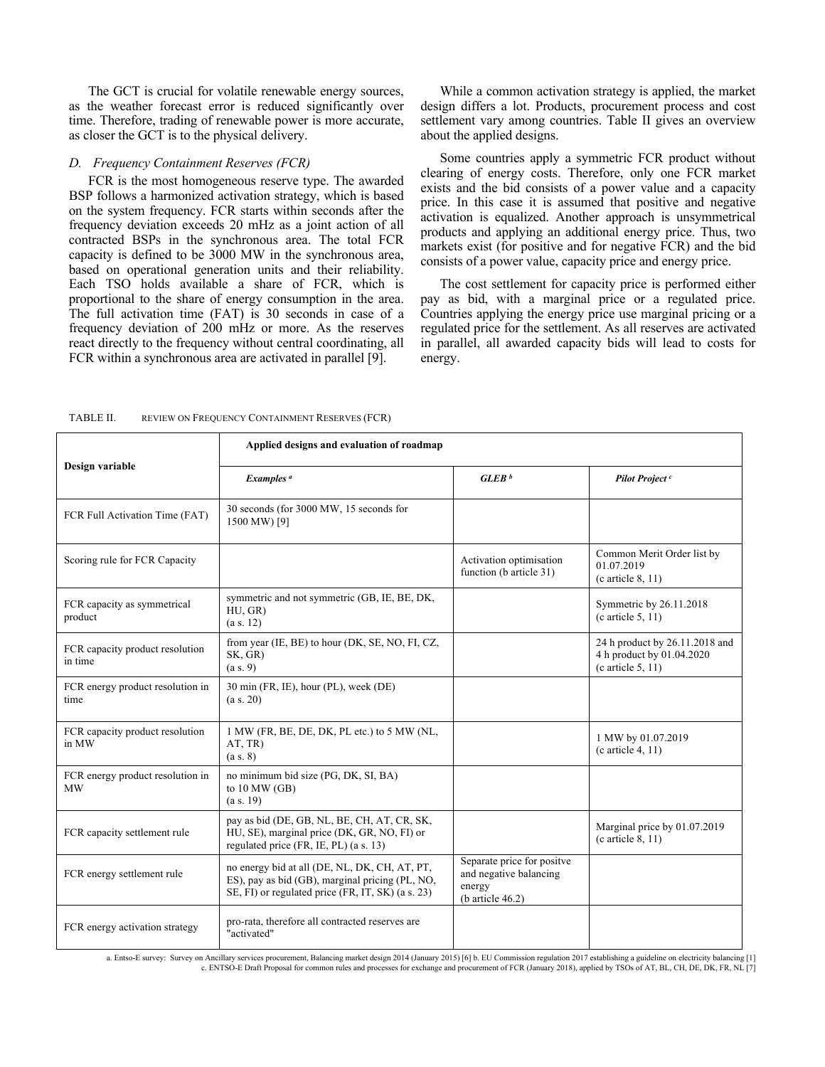The GCT is crucial for volatile renewable energy sources, as the weather forecast error is reduced significantly over time. Therefore, trading of renewable power is more accurate, as closer the GCT is to the physical delivery.

### *D. Frequency Containment Reserves (FCR)*

FCR is the most homogeneous reserve type. The awarded BSP follows a harmonized activation strategy, which is based on the system frequency. FCR starts within seconds after the frequency deviation exceeds 20 mHz as a joint action of all contracted BSPs in the synchronous area. The total FCR capacity is defined to be 3000 MW in the synchronous area, based on operational generation units and their reliability. Each TSO holds available a share of FCR, which is proportional to the share of energy consumption in the area. The full activation time (FAT) is 30 seconds in case of a frequency deviation of 200 mHz or more. As the reserves react directly to the frequency without central coordinating, all FCR within a synchronous area are activated in parallel [9].

While a common activation strategy is applied, the market design differs a lot. Products, procurement process and cost settlement vary among countries. Table II gives an overview about the applied designs.

Some countries apply a symmetric FCR product without clearing of energy costs. Therefore, only one FCR market exists and the bid consists of a power value and a capacity price. In this case it is assumed that positive and negative activation is equalized. Another approach is unsymmetrical products and applying an additional energy price. Thus, two markets exist (for positive and for negative FCR) and the bid consists of a power value, capacity price and energy price.

The cost settlement for capacity price is performed either pay as bid, with a marginal price or a regulated price. Countries applying the energy price use marginal pricing or a regulated price for the settlement. As all reserves are activated in parallel, all awarded capacity bids will lead to costs for energy.

TABLE II. REVIEW ON FREQUENCY CONTAINMENT RESERVES (FCR)

| Design variable | Applied designs and evaluation of roadmap | | |
|---|---|---|---|
| | ***Examples*** [a] | ***GLEB*** [b] | ***Pilot Project*** [c] |
| FCR Full Activation Time (FAT) | 30 seconds (for 3000 MW, 15 seconds for 1500 MW) [9] | | |
| Scoring rule for FCR Capacity | | Activation optimisation function (b article 31) | Common Merit Order list by 01.07.2019 (c article 8, 11) |
| FCR capacity as symmetrical product | symmetric and not symmetric (GB, IE, BE, DK, HU, GR) (a s. 12) | | Symmetric by 26.11.2018 (c article 5, 11) |
| FCR capacity product resolution in time | from year (IE, BE) to hour (DK, SE, NO, FI, CZ, SK, GR) (a s. 9) | | 24 h product by 26.11.2018 and 4 h product by 01.04.2020 (c article 5, 11) |
| FCR energy product resolution in time | 30 min (FR, IE), hour (PL), week (DE) (a s. 20) | | |
| FCR capacity product resolution in MW | 1 MW (FR, BE, DE, DK, PL etc.) to 5 MW (NL, AT, TR) (a s. 8) | | 1 MW by 01.07.2019 (c article 4, 11) |
| FCR energy product resolution in MW | no minimum bid size (PG, DK, SI, BA) to 10 MW (GB) (a s. 19) | | |
| FCR capacity settlement rule | pay as bid (DE, GB, NL, BE, CH, AT, CR, SK, HU, SE), marginal price (DK, GR, NO, FI) or regulated price (FR, IE, PL) (a s. 13) | | Marginal price by 01.07.2019 (c article 8, 11) |
| FCR energy settlement rule | no energy bid at all (DE, NL, DK, CH, AT, PT, ES), pay as bid (GB), marginal pricing (PL, NO, SE, FI) or regulated price (FR, IT, SK) (a s. 23) | Separate price for positve and negative balancing energy (b article 46.2) | |
| FCR energy activation strategy | pro-rata, therefore all contracted reserves are "activated" | | |

a. Entso-E survey: Survey on Ancillary services procurement, Balancing market design 2014 (January 2015) [6] b. EU Commission regulation 2017 establishing a guideline on electricity balancing [1]
c. ENTSO-E Draft Proposal for common rules and processes for exchange and procurement of FCR (January 2018), applied by TSOs of AT, BL, CH, DE, DK, FR, NL [7]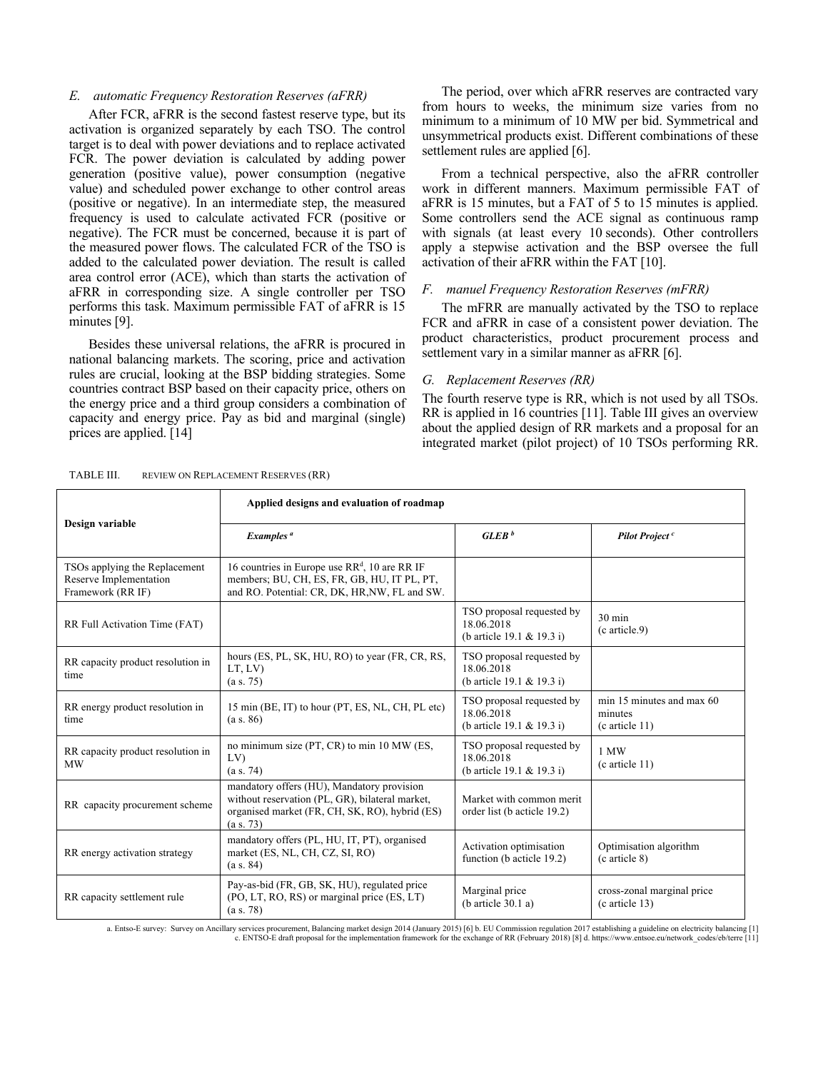### E. automatic Frequency Restoration Reserves (aFRR)

After FCR, aFRR is the second fastest reserve type, but its activation is organized separately by each TSO. The control target is to deal with power deviations and to replace activated FCR. The power deviation is calculated by adding power generation (positive value), power consumption (negative value) and scheduled power exchange to other control areas (positive or negative). In an intermediate step, the measured frequency is used to calculate activated FCR (positive or negative). The FCR must be concerned, because it is part of the measured power flows. The calculated FCR of the TSO is added to the calculated power deviation. The result is called area control error (ACE), which than starts the activation of aFRR in corresponding size. A single controller per TSO performs this task. Maximum permissible FAT of aFRR is 15 minutes [9].

Besides these universal relations, the aFRR is procured in national balancing markets. The scoring, price and activation rules are crucial, looking at the BSP bidding strategies. Some countries contract BSP based on their capacity price, others on the energy price and a third group considers a combination of capacity and energy price. Pay as bid and marginal (single) prices are applied. [14]

The period, over which aFRR reserves are contracted vary from hours to weeks, the minimum size varies from no minimum to a minimum of 10 MW per bid. Symmetrical and unsymmetrical products exist. Different combinations of these settlement rules are applied [6].

From a technical perspective, also the aFRR controller work in different manners. Maximum permissible FAT of aFRR is 15 minutes, but a FAT of 5 to 15 minutes is applied. Some controllers send the ACE signal as continuous ramp with signals (at least every 10 seconds). Other controllers apply a stepwise activation and the BSP oversee the full activation of their aFRR within the FAT [10].

### F. manuel Frequency Restoration Reserves (mFRR)

The mFRR are manually activated by the TSO to replace FCR and aFRR in case of a consistent power deviation. The product characteristics, product procurement process and settlement vary in a similar manner as aFRR [6].

### G. Replacement Reserves (RR)

The fourth reserve type is RR, which is not used by all TSOs. RR is applied in 16 countries [11]. Table III gives an overview about the applied design of RR markets and a proposal for an integrated market (pilot project) of 10 TSOs performing RR.

TABLE III. REVIEW ON REPLACEMENT RESERVES (RR)

| Design variable | Applied designs and evaluation of roadmap | | |
|---|---|---|---|
| | ***Examples*** [a] | ***GLEB*** [b] | ***Pilot Project*** [c] |
| TSOs applying the Replacement Reserve Implementation Framework (RR IF) | 16 countries in Europe use RR[d], 10 are RR IF members; BU, CH, ES, FR, GB, HU, IT PL, PT, and RO. Potential: CR, DK, HR,NW, FL and SW. | | |
| RR Full Activation Time (FAT) | | TSO proposal requested by 18.06.2018 (b article 19.1 & 19.3 i) | 30 min (c article.9) |
| RR capacity product resolution in time | hours (ES, PL, SK, HU, RO) to year (FR, CR, RS, LT, LV) (a s. 75) | TSO proposal requested by 18.06.2018 (b article 19.1 & 19.3 i) | |
| RR energy product resolution in time | 15 min (BE, IT) to hour (PT, ES, NL, CH, PL etc) (a s. 86) | TSO proposal requested by 18.06.2018 (b article 19.1 & 19.3 i) | min 15 minutes and max 60 minutes (c article 11) |
| RR capacity product resolution in MW | no minimum size (PT, CR) to min 10 MW (ES, LV) (a s. 74) | TSO proposal requested by 18.06.2018 (b article 19.1 & 19.3 i) | 1 MW (c article 11) |
| RR capacity procurement scheme | mandatory offers (HU), Mandatory provision without reservation (PL, GR), bilateral market, organised market (FR, CH, SK, RO), hybrid (ES) (a s. 73) | Market with common merit order list (b acticle 19.2) | |
| RR energy activation strategy | mandatory offers (PL, HU, IT, PT), organised market (ES, NL, CH, CZ, SI, RO) (a s. 84) | Activation optimisation function (b acticle 19.2) | Optimisation algorithm (c article 8) |
| RR capacity settlement rule | Pay-as-bid (FR, GB, SK, HU), regulated price (PO, LT, RO, RS) or marginal price (ES, LT) (a s. 78) | Marginal price (b article 30.1 a) | cross-zonal marginal price (c article 13) |

a. Entso-E survey: Survey on Ancillary services procurement, Balancing market design 2014 (January 2015) [6] b. EU Commission regulation 2017 establishing a guideline on electricity balancing [1] c. ENTSO-E draft proposal for the implementation framework for the exchange of RR (February 2018) [8] d. https://www.entsoe.eu/network_codes/eb/terre [11]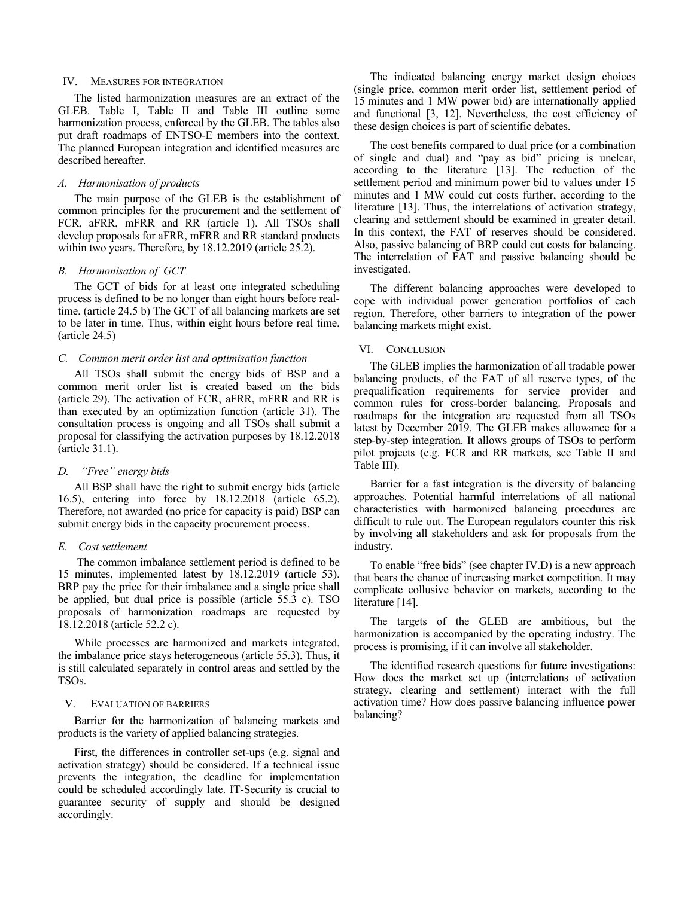## IV. Measures for integration

The listed harmonization measures are an extract of the GLEB. Table I, Table II and Table III outline some harmonization process, enforced by the GLEB. The tables also put draft roadmaps of ENTSO-E members into the context. The planned European integration and identified measures are described hereafter.

### A. Harmonisation of products

The main purpose of the GLEB is the establishment of common principles for the procurement and the settlement of FCR, aFRR, mFRR and RR (article 1). All TSOs shall develop proposals for aFRR, mFRR and RR standard products within two years. Therefore, by 18.12.2019 (article 25.2).

### B. Harmonisation of GCT

The GCT of bids for at least one integrated scheduling process is defined to be no longer than eight hours before real-time. (article 24.5 b) The GCT of all balancing markets are set to be later in time. Thus, within eight hours before real time. (article 24.5)

### C. Common merit order list and optimisation function

All TSOs shall submit the energy bids of BSP and a common merit order list is created based on the bids (article 29). The activation of FCR, aFRR, mFRR and RR is than executed by an optimization function (article 31). The consultation process is ongoing and all TSOs shall submit a proposal for classifying the activation purposes by 18.12.2018 (article 31.1).

### D. "Free" energy bids

All BSP shall have the right to submit energy bids (article 16.5), entering into force by 18.12.2018 (article 65.2). Therefore, not awarded (no price for capacity is paid) BSP can submit energy bids in the capacity procurement process.

### E. Cost settlement

The common imbalance settlement period is defined to be 15 minutes, implemented latest by 18.12.2019 (article 53). BRP pay the price for their imbalance and a single price shall be applied, but dual price is possible (article 55.3 c). TSO proposals of harmonization roadmaps are requested by 18.12.2018 (article 52.2 c).

While processes are harmonized and markets integrated, the imbalance price stays heterogeneous (article 55.3). Thus, it is still calculated separately in control areas and settled by the TSOs.

## V. Evaluation of barriers

Barrier for the harmonization of balancing markets and products is the variety of applied balancing strategies.

First, the differences in controller set-ups (e.g. signal and activation strategy) should be considered. If a technical issue prevents the integration, the deadline for implementation could be scheduled accordingly late. IT-Security is crucial to guarantee security of supply and should be designed accordingly.

The indicated balancing energy market design choices (single price, common merit order list, settlement period of 15 minutes and 1 MW power bid) are internationally applied and functional [3, 12]. Nevertheless, the cost efficiency of these design choices is part of scientific debates.

The cost benefits compared to dual price (or a combination of single and dual) and "pay as bid" pricing is unclear, according to the literature [13]. The reduction of the settlement period and minimum power bid to values under 15 minutes and 1 MW could cut costs further, according to the literature [13]. Thus, the interrelations of activation strategy, clearing and settlement should be examined in greater detail. In this context, the FAT of reserves should be considered. Also, passive balancing of BRP could cut costs for balancing. The interrelation of FAT and passive balancing should be investigated.

The different balancing approaches were developed to cope with individual power generation portfolios of each region. Therefore, other barriers to integration of the power balancing markets might exist.

## VI. Conclusion

The GLEB implies the harmonization of all tradable power balancing products, of the FAT of all reserve types, of the prequalification requirements for service provider and common rules for cross-border balancing. Proposals and roadmaps for the integration are requested from all TSOs latest by December 2019. The GLEB makes allowance for a step-by-step integration. It allows groups of TSOs to perform pilot projects (e.g. FCR and RR markets, see Table II and Table III).

Barrier for a fast integration is the diversity of balancing approaches. Potential harmful interrelations of all national characteristics with harmonized balancing procedures are difficult to rule out. The European regulators counter this risk by involving all stakeholders and ask for proposals from the industry.

To enable "free bids" (see chapter IV.D) is a new approach that bears the chance of increasing market competition. It may complicate collusive behavior on markets, according to the literature [14].

The targets of the GLEB are ambitious, but the harmonization is accompanied by the operating industry. The process is promising, if it can involve all stakeholder.

The identified research questions for future investigations: How does the market set up (interrelations of activation strategy, clearing and settlement) interact with the full activation time? How does passive balancing influence power balancing?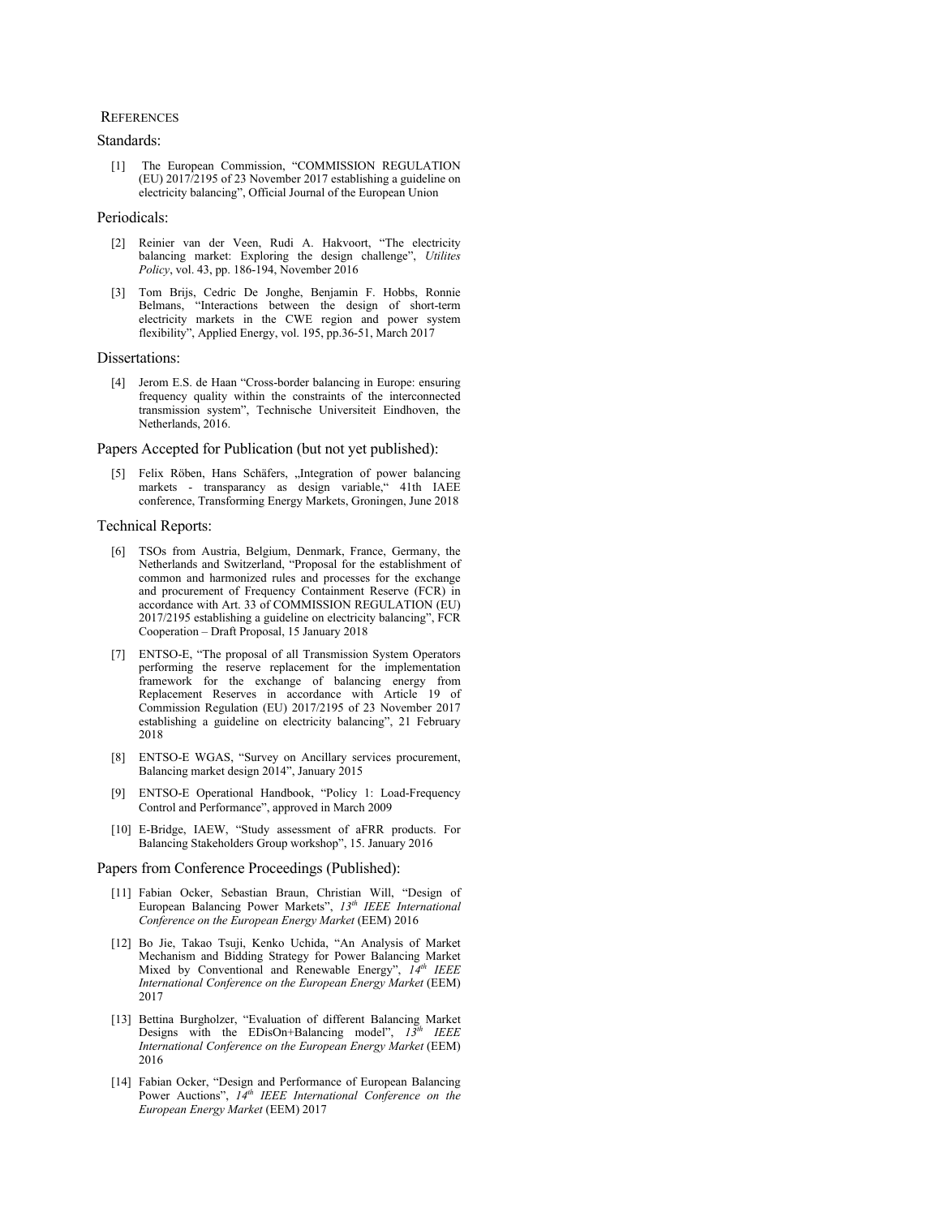## References

### Standards:

[1] The European Commission, “COMMISSION REGULATION (EU) 2017/2195 of 23 November 2017 establishing a guideline on electricity balancing”, Official Journal of the European Union

### Periodicals:

[2] Reinier van der Veen, Rudi A. Hakvoort, “The electricity balancing market: Exploring the design challenge”, *Utilites Policy*, vol. 43, pp. 186-194, November 2016

[3] Tom Brijs, Cedric De Jonghe, Benjamin F. Hobbs, Ronnie Belmans, “Interactions between the design of short-term electricity markets in the CWE region and power system flexibility”, Applied Energy, vol. 195, pp.36-51, March 2017

### Dissertations:

[4] Jerom E.S. de Haan “Cross-border balancing in Europe: ensuring frequency quality within the constraints of the interconnected transmission system”, Technische Universiteit Eindhoven, the Netherlands, 2016.

### Papers Accepted for Publication (but not yet published):

[5] Felix Röben, Hans Schäfers, „Integration of power balancing markets - transparancy as design variable,“ 41th IAEE conference, Transforming Energy Markets, Groningen, June 2018

### Technical Reports:

[6] TSOs from Austria, Belgium, Denmark, France, Germany, the Netherlands and Switzerland, “Proposal for the establishment of common and harmonized rules and processes for the exchange and procurement of Frequency Containment Reserve (FCR) in accordance with Art. 33 of COMMISSION REGULATION (EU) 2017/2195 establishing a guideline on electricity balancing”, FCR Cooperation – Draft Proposal, 15 January 2018

[7] ENTSO-E, “The proposal of all Transmission System Operators performing the reserve replacement for the implementation framework for the exchange of balancing energy from Replacement Reserves in accordance with Article 19 of Commission Regulation (EU) 2017/2195 of 23 November 2017 establishing a guideline on electricity balancing”, 21 February 2018

[8] ENTSO-E WGAS, “Survey on Ancillary services procurement, Balancing market design 2014”, January 2015

[9] ENTSO-E Operational Handbook, “Policy 1: Load-Frequency Control and Performance”, approved in March 2009

[10] E-Bridge, IAEW, “Study assessment of aFRR products. For Balancing Stakeholders Group workshop”, 15. January 2016

### Papers from Conference Proceedings (Published):

[11] Fabian Ocker, Sebastian Braun, Christian Will, “Design of European Balancing Power Markets”, *13th IEEE International Conference on the European Energy Market* (EEM) 2016

[12] Bo Jie, Takao Tsuji, Kenko Uchida, “An Analysis of Market Mechanism and Bidding Strategy for Power Balancing Market Mixed by Conventional and Renewable Energy”, *14th IEEE International Conference on the European Energy Market* (EEM) 2017

[13] Bettina Burgholzer, “Evaluation of different Balancing Market Designs with the EDisOn+Balancing model”, *13th IEEE International Conference on the European Energy Market* (EEM) 2016

[14] Fabian Ocker, “Design and Performance of European Balancing Power Auctions”, *14th IEEE International Conference on the European Energy Market* (EEM) 2017